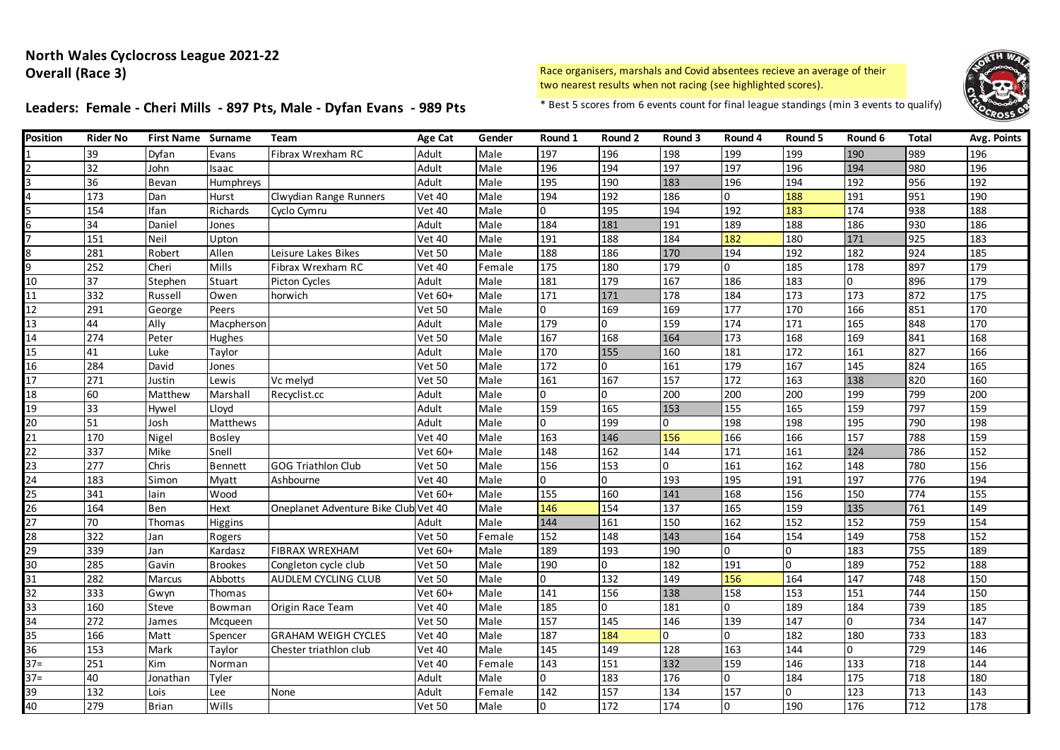**North Wales Cyclocross League 2021-22**
**Overall (Race 3)**

Race organisers, marshals and Covid absentees recieve an average of their two nearest results when not racing (see highlighted scores).

**Leaders: Female - Cheri Mills - 897 Pts, Male - Dyfan Evans - 989 Pts**

* Best 5 scores from 6 events count for final league standings (min 3 events to qualify)

| Position | Rider No | First Name | Surname | Team | Age Cat | Gender | Round 1 | Round 2 | Round 3 | Round 4 | Round 5 | Round 6 | Total | Avg. Points |
|---|---|---|---|---|---|---|---|---|---|---|---|---|---|---|
| 1 | 39 | Dyfan | Evans | Fibrax Wrexham RC | Adult | Male | 197 | 196 | 198 | 199 | 199 | 190 | 989 | 196 |
| 2 | 32 | John | Isaac | | Adult | Male | 196 | 194 | 197 | 197 | 196 | 194 | 980 | 196 |
| 3 | 36 | Bevan | Humphreys | | Adult | Male | 195 | 190 | 183 | 196 | 194 | 192 | 956 | 192 |
| 4 | 173 | Dan | Hurst | Clwydian Range Runners | Vet 40 | Male | 194 | 192 | 186 | 0 | 188 | 191 | 951 | 190 |
| 5 | 154 | Ifan | Richards | Cyclo Cymru | Vet 40 | Male | 0 | 195 | 194 | 192 | 183 | 174 | 938 | 188 |
| 6 | 34 | Daniel | Jones | | Adult | Male | 184 | 181 | 191 | 189 | 188 | 186 | 930 | 186 |
| 7 | 151 | Neil | Upton | | Vet 40 | Male | 191 | 188 | 184 | 182 | 180 | 171 | 925 | 183 |
| 8 | 281 | Robert | Allen | Leisure Lakes Bikes | Vet 50 | Male | 188 | 186 | 170 | 194 | 192 | 182 | 924 | 185 |
| 9 | 252 | Cheri | Mills | Fibrax Wrexham RC | Vet 40 | Female | 175 | 180 | 179 | 0 | 185 | 178 | 897 | 179 |
| 10 | 37 | Stephen | Stuart | Picton Cycles | Adult | Male | 181 | 179 | 167 | 186 | 183 | 0 | 896 | 179 |
| 11 | 332 | Russell | Owen | horwich | Vet 60+ | Male | 171 | 171 | 178 | 184 | 173 | 173 | 872 | 175 |
| 12 | 291 | George | Peers | | Vet 50 | Male | 0 | 169 | 169 | 177 | 170 | 166 | 851 | 170 |
| 13 | 44 | Ally | Macpherson | | Adult | Male | 179 | 0 | 159 | 174 | 171 | 165 | 848 | 170 |
| 14 | 274 | Peter | Hughes | | Vet 50 | Male | 167 | 168 | 164 | 173 | 168 | 169 | 841 | 168 |
| 15 | 41 | Luke | Taylor | | Adult | Male | 170 | 155 | 160 | 181 | 172 | 161 | 827 | 166 |
| 16 | 284 | David | Jones | | Vet 50 | Male | 172 | 0 | 161 | 179 | 167 | 145 | 824 | 165 |
| 17 | 271 | Justin | Lewis | Vc melyd | Vet 50 | Male | 161 | 167 | 157 | 172 | 163 | 138 | 820 | 160 |
| 18 | 60 | Matthew | Marshall | Recyclist.cc | Adult | Male | 0 | 0 | 200 | 200 | 200 | 199 | 799 | 200 |
| 19 | 33 | Hywel | Lloyd | | Adult | Male | 159 | 165 | 153 | 155 | 165 | 159 | 797 | 159 |
| 20 | 51 | Josh | Matthews | | Adult | Male | 0 | 199 | 0 | 198 | 198 | 195 | 790 | 198 |
| 21 | 170 | Nigel | Bosley | | Vet 40 | Male | 163 | 146 | 156 | 166 | 166 | 157 | 788 | 159 |
| 22 | 337 | Mike | Snell | | Vet 60+ | Male | 148 | 162 | 144 | 171 | 161 | 124 | 786 | 152 |
| 23 | 277 | Chris | Bennett | GOG Triathlon Club | Vet 50 | Male | 156 | 153 | 0 | 161 | 162 | 148 | 780 | 156 |
| 24 | 183 | Simon | Myatt | Ashbourne | Vet 40 | Male | 0 | 0 | 193 | 195 | 191 | 197 | 776 | 194 |
| 25 | 341 | Iain | Wood | | Vet 60+ | Male | 155 | 160 | 141 | 168 | 156 | 150 | 774 | 155 |
| 26 | 164 | Ben | Hext | Oneplanet Adventure Bike Club | Vet 40 | Male | 146 | 154 | 137 | 165 | 159 | 135 | 761 | 149 |
| 27 | 70 | Thomas | Higgins | | Adult | Male | 144 | 161 | 150 | 162 | 152 | 152 | 759 | 154 |
| 28 | 322 | Jan | Rogers | | Vet 50 | Female | 152 | 148 | 143 | 164 | 154 | 149 | 758 | 152 |
| 29 | 339 | Jan | Kardasz | FIBRAX WREXHAM | Vet 60+ | Male | 189 | 193 | 190 | 0 | 0 | 183 | 755 | 189 |
| 30 | 285 | Gavin | Brookes | Congleton cycle club | Vet 50 | Male | 190 | 0 | 182 | 191 | 0 | 189 | 752 | 188 |
| 31 | 282 | Marcus | Abbotts | AUDLEM CYCLING CLUB | Vet 50 | Male | 0 | 132 | 149 | 156 | 164 | 147 | 748 | 150 |
| 32 | 333 | Gwyn | Thomas | | Vet 60+ | Male | 141 | 156 | 138 | 158 | 153 | 151 | 744 | 150 |
| 33 | 160 | Steve | Bowman | Origin Race Team | Vet 40 | Male | 185 | 0 | 181 | 0 | 189 | 184 | 739 | 185 |
| 34 | 272 | James | Mcqueen | | Vet 50 | Male | 157 | 145 | 146 | 139 | 147 | 0 | 734 | 147 |
| 35 | 166 | Matt | Spencer | GRAHAM WEIGH CYCLES | Vet 40 | Male | 187 | 184 | 0 | 0 | 182 | 180 | 733 | 183 |
| 36 | 153 | Mark | Taylor | Chester triathlon club | Vet 40 | Male | 145 | 149 | 128 | 163 | 144 | 0 | 729 | 146 |
| 37= | 251 | Kim | Norman | | Vet 40 | Female | 143 | 151 | 132 | 159 | 146 | 133 | 718 | 144 |
| 37= | 40 | Jonathan | Tyler | | Adult | Male | 0 | 183 | 176 | 0 | 184 | 175 | 718 | 180 |
| 39 | 132 | Lois | Lee | None | Adult | Female | 142 | 157 | 134 | 157 | 0 | 123 | 713 | 143 |
| 40 | 279 | Brian | Wills | | Vet 50 | Male | 0 | 172 | 174 | 0 | 190 | 176 | 712 | 178 |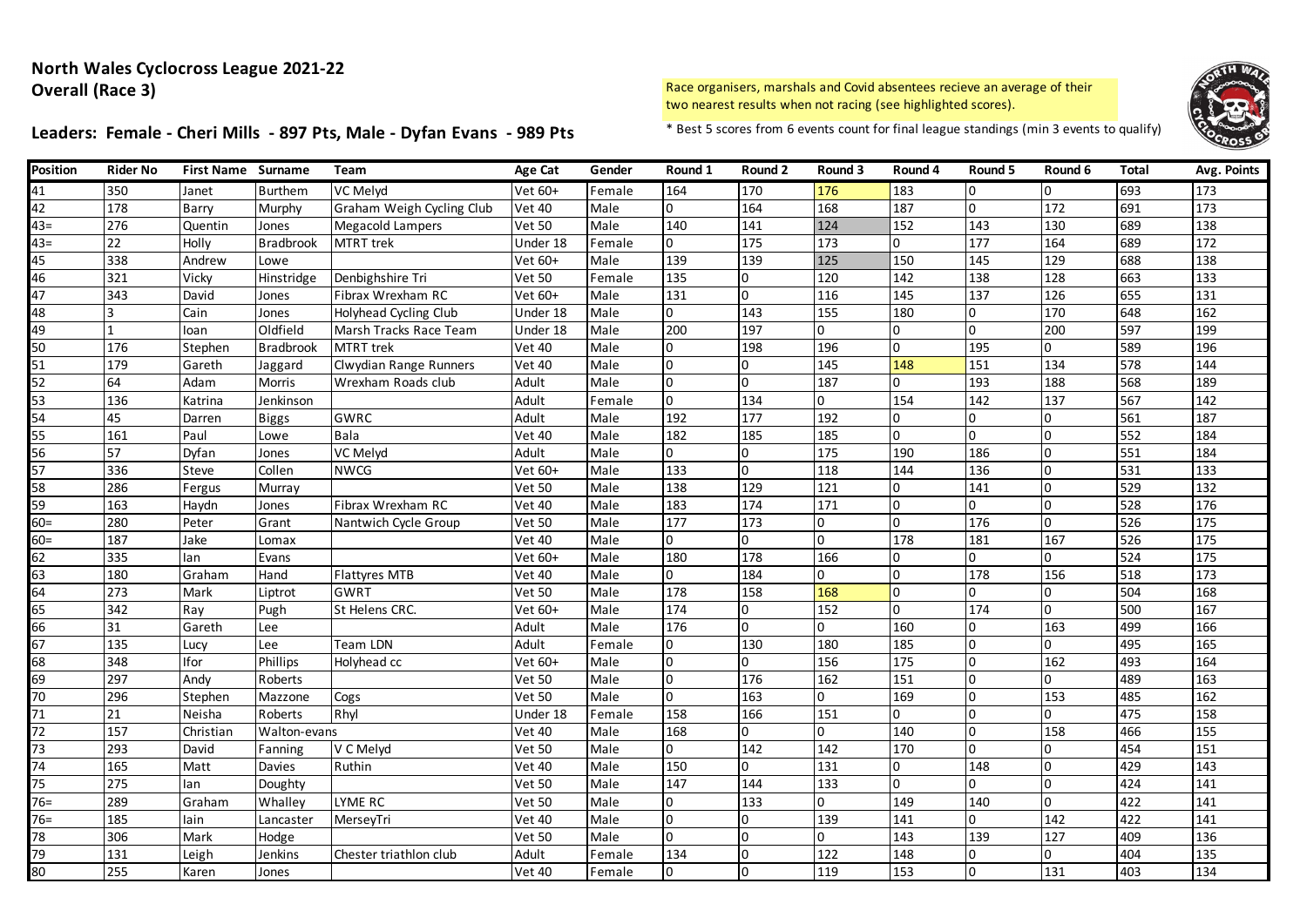## North Wales Cyclocross League 2021-22
## Overall (Race 3)

Race organisers, marshals and Covid absentees recieve an average of their two nearest results when not racing (see highlighted scores).

### Leaders: Female - Cheri Mills - 897 Pts, Male - Dyfan Evans - 989 Pts

\* Best 5 scores from 6 events count for final league standings (min 3 events to qualify)

| Position | Rider No | First Name | Surname | Team | Age Cat | Gender | Round 1 | Round 2 | Round 3 | Round 4 | Round 5 | Round 6 | Total | Avg. Points |
|---|---|---|---|---|---|---|---|---|---|---|---|---|---|---|
| 41 | 350 | Janet | Burthem | VC Melyd | Vet 60+ | Female | 164 | 170 | 176 | 183 | 0 | 0 | 693 | 173 |
| 42 | 178 | Barry | Murphy | Graham Weigh Cycling Club | Vet 40 | Male | 0 | 164 | 168 | 187 | 0 | 172 | 691 | 173 |
| 43= | 276 | Quentin | Jones | Megacold Lampers | Vet 50 | Male | 140 | 141 | 124 | 152 | 143 | 130 | 689 | 138 |
| 43= | 22 | Holly | Bradbrook | MTRT trek | Under 18 | Female | 0 | 175 | 173 | 0 | 177 | 164 | 689 | 172 |
| 45 | 338 | Andrew | Lowe | | Vet 60+ | Male | 139 | 139 | 125 | 150 | 145 | 129 | 688 | 138 |
| 46 | 321 | Vicky | Hinstridge | Denbighshire Tri | Vet 50 | Female | 135 | 0 | 120 | 142 | 138 | 128 | 663 | 133 |
| 47 | 343 | David | Jones | Fibrax Wrexham RC | Vet 60+ | Male | 131 | 0 | 116 | 145 | 137 | 126 | 655 | 131 |
| 48 | 3 | Cain | Jones | Holyhead Cycling Club | Under 18 | Male | 0 | 143 | 155 | 180 | 0 | 170 | 648 | 162 |
| 49 | 1 | Ioan | Oldfield | Marsh Tracks Race Team | Under 18 | Male | 200 | 197 | 0 | 0 | 0 | 200 | 597 | 199 |
| 50 | 176 | Stephen | Bradbrook | MTRT trek | Vet 40 | Male | 0 | 198 | 196 | 0 | 195 | 0 | 589 | 196 |
| 51 | 179 | Gareth | Jaggard | Clwydian Range Runners | Vet 40 | Male | 0 | 0 | 145 | 148 | 151 | 134 | 578 | 144 |
| 52 | 64 | Adam | Morris | Wrexham Roads club | Adult | Male | 0 | 0 | 187 | 0 | 193 | 188 | 568 | 189 |
| 53 | 136 | Katrina | Jenkinson | | Adult | Female | 0 | 134 | 0 | 154 | 142 | 137 | 567 | 142 |
| 54 | 45 | Darren | Biggs | GWRC | Adult | Male | 192 | 177 | 192 | 0 | 0 | 0 | 561 | 187 |
| 55 | 161 | Paul | Lowe | Bala | Vet 40 | Male | 182 | 185 | 185 | 0 | 0 | 0 | 552 | 184 |
| 56 | 57 | Dyfan | Jones | VC Melyd | Adult | Male | 0 | 0 | 175 | 190 | 186 | 0 | 551 | 184 |
| 57 | 336 | Steve | Collen | NWCG | Vet 60+ | Male | 133 | 0 | 118 | 144 | 136 | 0 | 531 | 133 |
| 58 | 286 | Fergus | Murray | | Vet 50 | Male | 138 | 129 | 121 | 0 | 141 | 0 | 529 | 132 |
| 59 | 163 | Haydn | Jones | Fibrax Wrexham RC | Vet 40 | Male | 183 | 174 | 171 | 0 | 0 | 0 | 528 | 176 |
| 60= | 280 | Peter | Grant | Nantwich Cycle Group | Vet 50 | Male | 177 | 173 | 0 | 0 | 176 | 0 | 526 | 175 |
| 60= | 187 | Jake | Lomax | | Vet 40 | Male | 0 | 0 | 0 | 178 | 181 | 167 | 526 | 175 |
| 62 | 335 | Ian | Evans | | Vet 60+ | Male | 180 | 178 | 166 | 0 | 0 | 0 | 524 | 175 |
| 63 | 180 | Graham | Hand | Flattyres MTB | Vet 40 | Male | 0 | 184 | 0 | 0 | 178 | 156 | 518 | 173 |
| 64 | 273 | Mark | Liptrot | GWRT | Vet 50 | Male | 178 | 158 | 168 | 0 | 0 | 0 | 504 | 168 |
| 65 | 342 | Ray | Pugh | St Helens CRC. | Vet 60+ | Male | 174 | 0 | 152 | 0 | 174 | 0 | 500 | 167 |
| 66 | 31 | Gareth | Lee | | Adult | Male | 176 | 0 | 0 | 160 | 0 | 163 | 499 | 166 |
| 67 | 135 | Lucy | Lee | Team LDN | Adult | Female | 0 | 130 | 180 | 185 | 0 | 0 | 495 | 165 |
| 68 | 348 | Ifor | Phillips | Holyhead cc | Vet 60+ | Male | 0 | 0 | 156 | 175 | 0 | 162 | 493 | 164 |
| 69 | 297 | Andy | Roberts | | Vet 50 | Male | 0 | 176 | 162 | 151 | 0 | 0 | 489 | 163 |
| 70 | 296 | Stephen | Mazzone | Cogs | Vet 50 | Male | 0 | 163 | 0 | 169 | 0 | 153 | 485 | 162 |
| 71 | 21 | Neisha | Roberts | Rhyl | Under 18 | Female | 158 | 166 | 151 | 0 | 0 | 0 | 475 | 158 |
| 72 | 157 | Christian | Walton-evans | | Vet 40 | Male | 168 | 0 | 0 | 140 | 0 | 158 | 466 | 155 |
| 73 | 293 | David | Fanning | V C Melyd | Vet 50 | Male | 0 | 142 | 142 | 170 | 0 | 0 | 454 | 151 |
| 74 | 165 | Matt | Davies | Ruthin | Vet 40 | Male | 150 | 0 | 131 | 0 | 148 | 0 | 429 | 143 |
| 75 | 275 | Ian | Doughty | | Vet 50 | Male | 147 | 144 | 133 | 0 | 0 | 0 | 424 | 141 |
| 76= | 289 | Graham | Whalley | LYME RC | Vet 50 | Male | 0 | 133 | 0 | 149 | 140 | 0 | 422 | 141 |
| 76= | 185 | Iain | Lancaster | MerseyTri | Vet 40 | Male | 0 | 0 | 139 | 141 | 0 | 142 | 422 | 141 |
| 78 | 306 | Mark | Hodge | | Vet 50 | Male | 0 | 0 | 0 | 143 | 139 | 127 | 409 | 136 |
| 79 | 131 | Leigh | Jenkins | Chester triathlon club | Adult | Female | 134 | 0 | 122 | 148 | 0 | 0 | 404 | 135 |
| 80 | 255 | Karen | Jones | | Vet 40 | Female | 0 | 0 | 119 | 153 | 0 | 131 | 403 | 134 |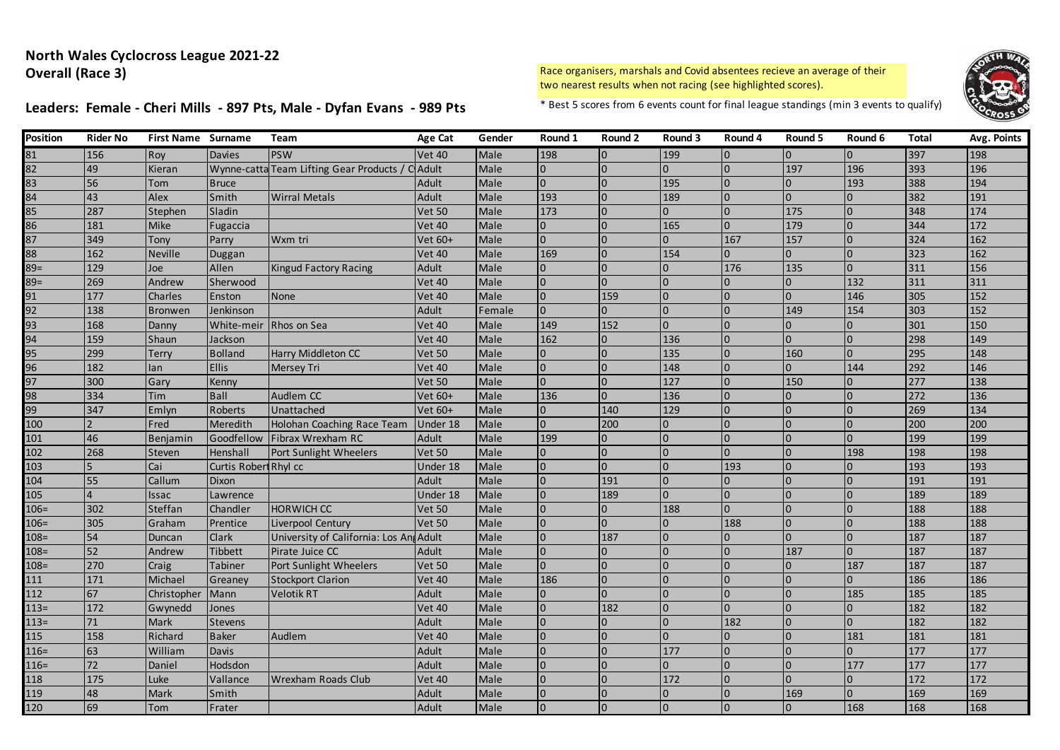# North Wales Cyclocross League 2021-22

## Overall (Race 3)

Race organisers, marshals and Covid absentees recieve an average of their two nearest results when not racing (see highlighted scores).

## Leaders: Female - Cheri Mills - 897 Pts, Male - Dyfan Evans - 989 Pts

\* Best 5 scores from 6 events count for final league standings (min 3 events to qualify)

| Position | Rider No | First Name | Surname | Team | Age Cat | Gender | Round 1 | Round 2 | Round 3 | Round 4 | Round 5 | Round 6 | Total | Avg. Points |
|---|---|---|---|---|---|---|---|---|---|---|---|---|---|---|
| 81 | 156 | Roy | Davies | PSW | Vet 40 | Male | 198 | 0 | 199 | 0 | 0 | 0 | 397 | 198 |
| 82 | 49 | Kieran | Wynne-catta | Team Lifting Gear Products / C | Adult | Male | 0 | 0 | 0 | 0 | 197 | 196 | 393 | 196 |
| 83 | 56 | Tom | Bruce | | Adult | Male | 0 | 0 | 195 | 0 | 0 | 193 | 388 | 194 |
| 84 | 43 | Alex | Smith | Wirral Metals | Adult | Male | 193 | 0 | 189 | 0 | 0 | 0 | 382 | 191 |
| 85 | 287 | Stephen | Sladin | | Vet 50 | Male | 173 | 0 | 0 | 0 | 175 | 0 | 348 | 174 |
| 86 | 181 | Mike | Fugaccia | | Vet 40 | Male | 0 | 0 | 165 | 0 | 179 | 0 | 344 | 172 |
| 87 | 349 | Tony | Parry | Wxm tri | Vet 60+ | Male | 0 | 0 | 0 | 167 | 157 | 0 | 324 | 162 |
| 88 | 162 | Neville | Duggan | | Vet 40 | Male | 169 | 0 | 154 | 0 | 0 | 0 | 323 | 162 |
| 89= | 129 | Joe | Allen | Kingud Factory Racing | Adult | Male | 0 | 0 | 0 | 176 | 135 | 0 | 311 | 156 |
| 89= | 269 | Andrew | Sherwood | | Vet 40 | Male | 0 | 0 | 0 | 0 | 0 | 132 | 311 | 311 |
| 91 | 177 | Charles | Enston | None | Vet 40 | Male | 0 | 159 | 0 | 0 | 0 | 146 | 305 | 152 |
| 92 | 138 | Bronwen | Jenkinson | | Adult | Female | 0 | 0 | 0 | 0 | 149 | 154 | 303 | 152 |
| 93 | 168 | Danny | White-meir | Rhos on Sea | Vet 40 | Male | 149 | 152 | 0 | 0 | 0 | 0 | 301 | 150 |
| 94 | 159 | Shaun | Jackson | | Vet 40 | Male | 162 | 0 | 136 | 0 | 0 | 0 | 298 | 149 |
| 95 | 299 | Terry | Bolland | Harry Middleton CC | Vet 50 | Male | 0 | 0 | 135 | 0 | 160 | 0 | 295 | 148 |
| 96 | 182 | Ian | Ellis | Mersey Tri | Vet 40 | Male | 0 | 0 | 148 | 0 | 0 | 144 | 292 | 146 |
| 97 | 300 | Gary | Kenny | | Vet 50 | Male | 0 | 0 | 127 | 0 | 150 | 0 | 277 | 138 |
| 98 | 334 | Tim | Ball | Audlem CC | Vet 60+ | Male | 136 | 0 | 136 | 0 | 0 | 0 | 272 | 136 |
| 99 | 347 | Emlyn | Roberts | Unattached | Vet 60+ | Male | 0 | 140 | 129 | 0 | 0 | 0 | 269 | 134 |
| 100 | 2 | Fred | Meredith | Holohan Coaching Race Team | Under 18 | Male | 0 | 200 | 0 | 0 | 0 | 0 | 200 | 200 |
| 101 | 46 | Benjamin | Goodfellow | Fibrax Wrexham RC | Adult | Male | 199 | 0 | 0 | 0 | 0 | 0 | 199 | 199 |
| 102 | 268 | Steven | Henshall | Port Sunlight Wheelers | Vet 50 | Male | 0 | 0 | 0 | 0 | 0 | 198 | 198 | 198 |
| 103 | 5 | Cai | Curtis Robert | Rhyl cc | Under 18 | Male | 0 | 0 | 0 | 193 | 0 | 0 | 193 | 193 |
| 104 | 55 | Callum | Dixon | | Adult | Male | 0 | 191 | 0 | 0 | 0 | 0 | 191 | 191 |
| 105 | 4 | Issac | Lawrence | | Under 18 | Male | 0 | 189 | 0 | 0 | 0 | 0 | 189 | 189 |
| 106= | 302 | Steffan | Chandler | HORWICH CC | Vet 50 | Male | 0 | 0 | 188 | 0 | 0 | 0 | 188 | 188 |
| 106= | 305 | Graham | Prentice | Liverpool Century | Vet 50 | Male | 0 | 0 | 0 | 188 | 0 | 0 | 188 | 188 |
| 108= | 54 | Duncan | Clark | University of California: Los Ang | Adult | Male | 0 | 187 | 0 | 0 | 0 | 0 | 187 | 187 |
| 108= | 52 | Andrew | Tibbett | Pirate Juice CC | Adult | Male | 0 | 0 | 0 | 0 | 187 | 0 | 187 | 187 |
| 108= | 270 | Craig | Tabiner | Port Sunlight Wheelers | Vet 50 | Male | 0 | 0 | 0 | 0 | 0 | 187 | 187 | 187 |
| 111 | 171 | Michael | Greaney | Stockport Clarion | Vet 40 | Male | 186 | 0 | 0 | 0 | 0 | 0 | 186 | 186 |
| 112 | 67 | Christopher | Mann | Velotik RT | Adult | Male | 0 | 0 | 0 | 0 | 0 | 185 | 185 | 185 |
| 113= | 172 | Gwynedd | Jones | | Vet 40 | Male | 0 | 182 | 0 | 0 | 0 | 0 | 182 | 182 |
| 113= | 71 | Mark | Stevens | | Adult | Male | 0 | 0 | 0 | 182 | 0 | 0 | 182 | 182 |
| 115 | 158 | Richard | Baker | Audlem | Vet 40 | Male | 0 | 0 | 0 | 0 | 0 | 181 | 181 | 181 |
| 116= | 63 | William | Davis | | Adult | Male | 0 | 0 | 177 | 0 | 0 | 0 | 177 | 177 |
| 116= | 72 | Daniel | Hodsdon | | Adult | Male | 0 | 0 | 0 | 0 | 0 | 177 | 177 | 177 |
| 118 | 175 | Luke | Vallance | Wrexham Roads Club | Vet 40 | Male | 0 | 0 | 172 | 0 | 0 | 0 | 172 | 172 |
| 119 | 48 | Mark | Smith | | Adult | Male | 0 | 0 | 0 | 0 | 169 | 0 | 169 | 169 |
| 120 | 69 | Tom | Frater | | Adult | Male | 0 | 0 | 0 | 0 | 0 | 168 | 168 | 168 |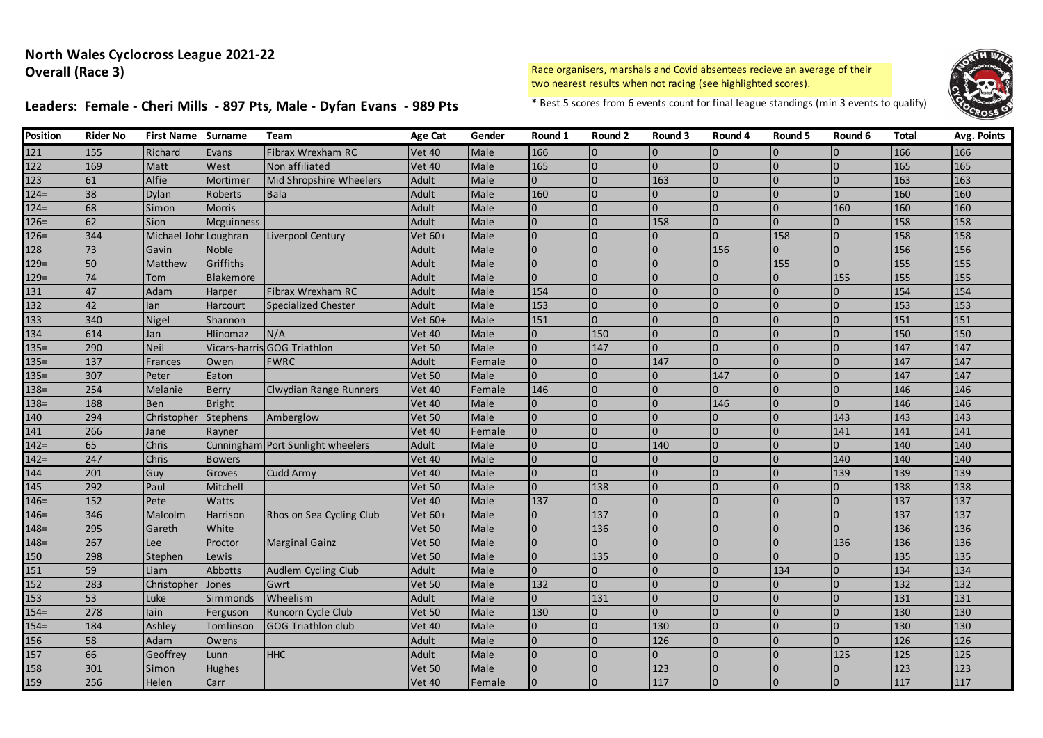**North Wales Cyclocross League 2021-22**
**Overall (Race 3)**

Race organisers, marshals and Covid absentees recieve an average of their two nearest results when not racing (see highlighted scores).

**Leaders: Female - Cheri Mills - 897 Pts, Male - Dyfan Evans - 989 Pts**

* Best 5 scores from 6 events count for final league standings (min 3 events to qualify)

| Position | Rider No | First Name | Surname | Team | Age Cat | Gender | Round 1 | Round 2 | Round 3 | Round 4 | Round 5 | Round 6 | Total | Avg. Points |
|---|---|---|---|---|---|---|---|---|---|---|---|---|---|---|
| 121 | 155 | Richard | Evans | Fibrax Wrexham RC | Vet 40 | Male | 166 | 0 | 0 | 0 | 0 | 0 | 166 | 166 |
| 122 | 169 | Matt | West | Non affiliated | Vet 40 | Male | 165 | 0 | 0 | 0 | 0 | 0 | 165 | 165 |
| 123 | 61 | Alfie | Mortimer | Mid Shropshire Wheelers | Adult | Male | 0 | 0 | 163 | 0 | 0 | 0 | 163 | 163 |
| 124= | 38 | Dylan | Roberts | Bala | Adult | Male | 160 | 0 | 0 | 0 | 0 | 0 | 160 | 160 |
| 124= | 68 | Simon | Morris | | Adult | Male | 0 | 0 | 0 | 0 | 0 | 160 | 160 | 160 |
| 126= | 62 | Sion | Mcguinness | | Adult | Male | 0 | 0 | 158 | 0 | 0 | 0 | 158 | 158 |
| 126= | 344 | Michael John | Loughran | Liverpool Century | Vet 60+ | Male | 0 | 0 | 0 | 0 | 158 | 0 | 158 | 158 |
| 128 | 73 | Gavin | Noble | | Adult | Male | 0 | 0 | 0 | 156 | 0 | 0 | 156 | 156 |
| 129= | 50 | Matthew | Griffiths | | Adult | Male | 0 | 0 | 0 | 0 | 155 | 0 | 155 | 155 |
| 129= | 74 | Tom | Blakemore | | Adult | Male | 0 | 0 | 0 | 0 | 0 | 155 | 155 | 155 |
| 131 | 47 | Adam | Harper | Fibrax Wrexham RC | Adult | Male | 154 | 0 | 0 | 0 | 0 | 0 | 154 | 154 |
| 132 | 42 | Ian | Harcourt | Specialized Chester | Adult | Male | 153 | 0 | 0 | 0 | 0 | 0 | 153 | 153 |
| 133 | 340 | Nigel | Shannon | | Vet 60+ | Male | 151 | 0 | 0 | 0 | 0 | 0 | 151 | 151 |
| 134 | 614 | Jan | Hlinomaz | N/A | Vet 40 | Male | 0 | 150 | 0 | 0 | 0 | 0 | 150 | 150 |
| 135= | 290 | Neil | Vicars-harris | GOG Triathlon | Vet 50 | Male | 0 | 147 | 0 | 0 | 0 | 0 | 147 | 147 |
| 135= | 137 | Frances | Owen | FWRC | Adult | Female | 0 | 0 | 147 | 0 | 0 | 0 | 147 | 147 |
| 135= | 307 | Peter | Eaton | | Vet 50 | Male | 0 | 0 | 0 | 147 | 0 | 0 | 147 | 147 |
| 138= | 254 | Melanie | Berry | Clwydian Range Runners | Vet 40 | Female | 146 | 0 | 0 | 0 | 0 | 0 | 146 | 146 |
| 138= | 188 | Ben | Bright | | Vet 40 | Male | 0 | 0 | 0 | 146 | 0 | 0 | 146 | 146 |
| 140 | 294 | Christopher | Stephens | Amberglow | Vet 50 | Male | 0 | 0 | 0 | 0 | 0 | 143 | 143 | 143 |
| 141 | 266 | Jane | Rayner | | Vet 40 | Female | 0 | 0 | 0 | 0 | 0 | 141 | 141 | 141 |
| 142= | 65 | Chris | Cunningham | Port Sunlight wheelers | Adult | Male | 0 | 0 | 140 | 0 | 0 | 0 | 140 | 140 |
| 142= | 247 | Chris | Bowers | | Vet 40 | Male | 0 | 0 | 0 | 0 | 0 | 140 | 140 | 140 |
| 144 | 201 | Guy | Groves | Cudd Army | Vet 40 | Male | 0 | 0 | 0 | 0 | 0 | 139 | 139 | 139 |
| 145 | 292 | Paul | Mitchell | | Vet 50 | Male | 0 | 138 | 0 | 0 | 0 | 0 | 138 | 138 |
| 146= | 152 | Pete | Watts | | Vet 40 | Male | 137 | 0 | 0 | 0 | 0 | 0 | 137 | 137 |
| 146= | 346 | Malcolm | Harrison | Rhos on Sea Cycling Club | Vet 60+ | Male | 0 | 137 | 0 | 0 | 0 | 0 | 137 | 137 |
| 148= | 295 | Gareth | White | | Vet 50 | Male | 0 | 136 | 0 | 0 | 0 | 0 | 136 | 136 |
| 148= | 267 | Lee | Proctor | Marginal Gainz | Vet 50 | Male | 0 | 0 | 0 | 0 | 0 | 136 | 136 | 136 |
| 150 | 298 | Stephen | Lewis | | Vet 50 | Male | 0 | 135 | 0 | 0 | 0 | 0 | 135 | 135 |
| 151 | 59 | Liam | Abbotts | Audlem Cycling Club | Adult | Male | 0 | 0 | 0 | 0 | 134 | 0 | 134 | 134 |
| 152 | 283 | Christopher | Jones | Gwrt | Vet 50 | Male | 132 | 0 | 0 | 0 | 0 | 0 | 132 | 132 |
| 153 | 53 | Luke | Simmonds | Wheelism | Adult | Male | 0 | 131 | 0 | 0 | 0 | 0 | 131 | 131 |
| 154= | 278 | Iain | Ferguson | Runcorn Cycle Club | Vet 50 | Male | 130 | 0 | 0 | 0 | 0 | 0 | 130 | 130 |
| 154= | 184 | Ashley | Tomlinson | GOG Triathlon club | Vet 40 | Male | 0 | 0 | 130 | 0 | 0 | 0 | 130 | 130 |
| 156 | 58 | Adam | Owens | | Adult | Male | 0 | 0 | 126 | 0 | 0 | 0 | 126 | 126 |
| 157 | 66 | Geoffrey | Lunn | HHC | Adult | Male | 0 | 0 | 0 | 0 | 0 | 125 | 125 | 125 |
| 158 | 301 | Simon | Hughes | | Vet 50 | Male | 0 | 0 | 123 | 0 | 0 | 0 | 123 | 123 |
| 159 | 256 | Helen | Carr | | Vet 40 | Female | 0 | 0 | 117 | 0 | 0 | 0 | 117 | 117 |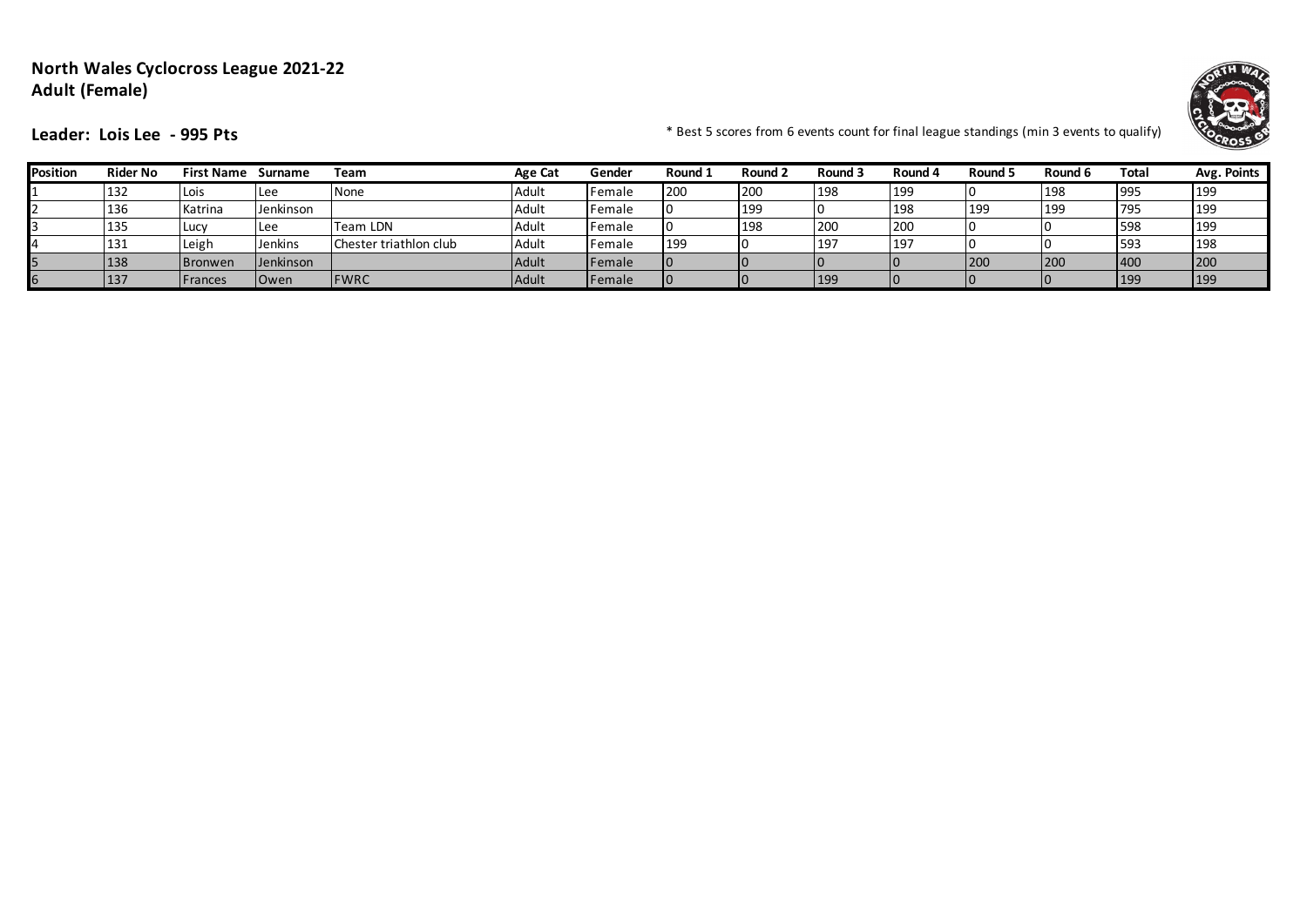**North Wales Cyclocross League 2021-22**
**Adult (Female)**

**Leader: Lois Lee - 995 Pts**

* Best 5 scores from 6 events count for final league standings (min 3 events to qualify)

| Position | Rider No | First Name | Surname | Team | Age Cat | Gender | Round 1 | Round 2 | Round 3 | Round 4 | Round 5 | Round 6 | Total | Avg. Points |
|---|---|---|---|---|---|---|---|---|---|---|---|---|---|---|
| 1 | 132 | Lois | Lee | None | Adult | Female | 200 | 200 | 198 | 199 | 0 | 198 | 995 | 199 |
| 2 | 136 | Katrina | Jenkinson | | Adult | Female | 0 | 199 | 0 | 198 | 199 | 199 | 795 | 199 |
| 3 | 135 | Lucy | Lee | Team LDN | Adult | Female | 0 | 198 | 200 | 200 | 0 | 0 | 598 | 199 |
| 4 | 131 | Leigh | Jenkins | Chester triathlon club | Adult | Female | 199 | 0 | 197 | 197 | 0 | 0 | 593 | 198 |
| 5 | 138 | Bronwen | Jenkinson | | Adult | Female | 0 | 0 | 0 | 0 | 200 | 200 | 400 | 200 |
| 6 | 137 | Frances | Owen | FWRC | Adult | Female | 0 | 0 | 199 | 0 | 0 | 0 | 199 | 199 |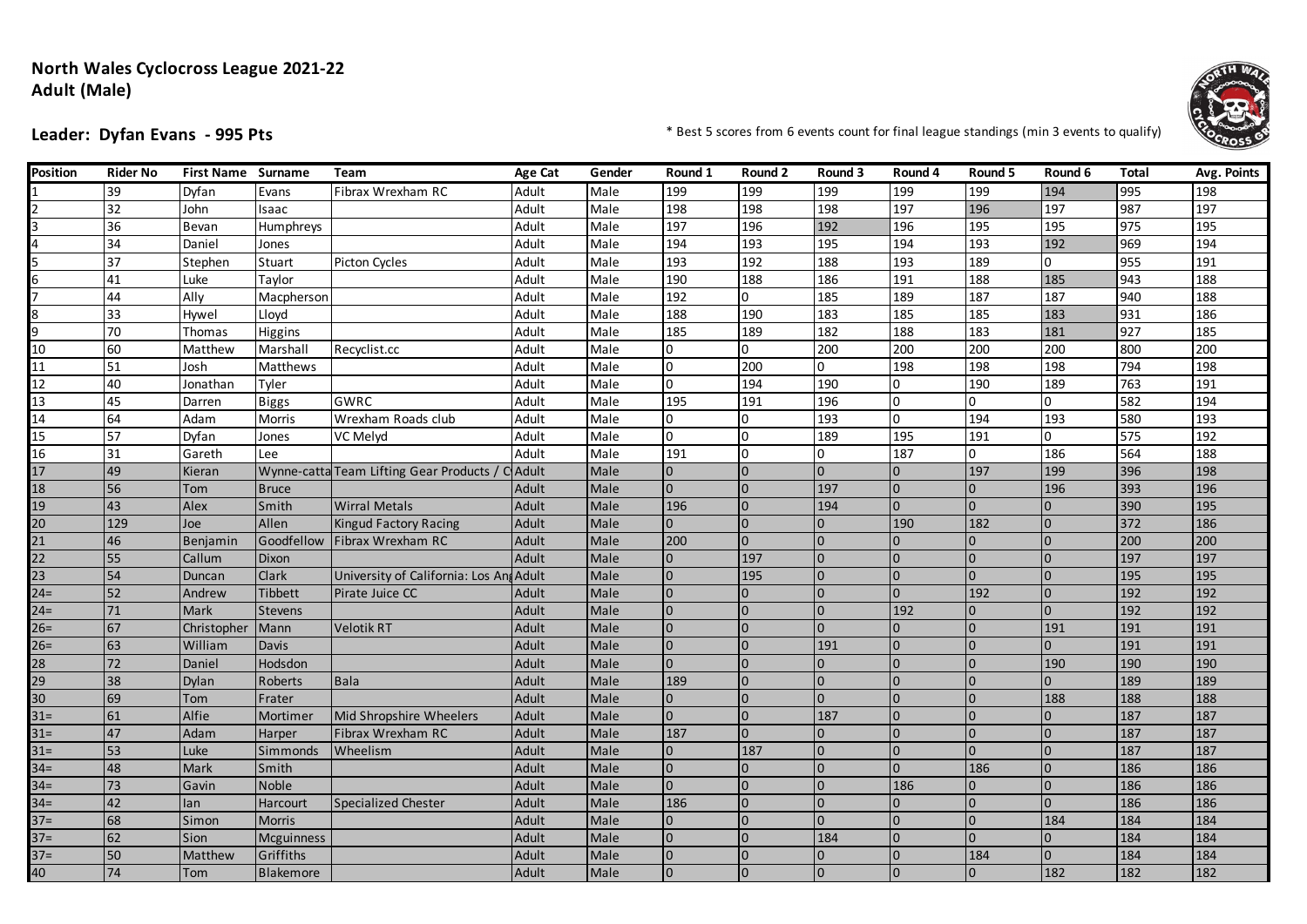**North Wales Cyclocross League 2021-22**
**Adult (Male)**

**Leader: Dyfan Evans - 995 Pts**

\* Best 5 scores from 6 events count for final league standings (min 3 events to qualify)

| Position | Rider No | First Name | Surname | Team | Age Cat | Gender | Round 1 | Round 2 | Round 3 | Round 4 | Round 5 | Round 6 | Total | Avg. Points |
|---|---|---|---|---|---|---|---|---|---|---|---|---|---|---|
| 1 | 39 | Dyfan | Evans | Fibrax Wrexham RC | Adult | Male | 199 | 199 | 199 | 199 | 199 | 194 | 995 | 198 |
| 2 | 32 | John | Isaac | | Adult | Male | 198 | 198 | 198 | 197 | 196 | 197 | 987 | 197 |
| 3 | 36 | Bevan | Humphreys | | Adult | Male | 197 | 196 | 192 | 196 | 195 | 195 | 975 | 195 |
| 4 | 34 | Daniel | Jones | | Adult | Male | 194 | 193 | 195 | 194 | 193 | 192 | 969 | 194 |
| 5 | 37 | Stephen | Stuart | Picton Cycles | Adult | Male | 193 | 192 | 188 | 193 | 189 | 0 | 955 | 191 |
| 6 | 41 | Luke | Taylor | | Adult | Male | 190 | 188 | 186 | 191 | 188 | 185 | 943 | 188 |
| 7 | 44 | Ally | Macpherson | | Adult | Male | 192 | 0 | 185 | 189 | 187 | 187 | 940 | 188 |
| 8 | 33 | Hywel | Lloyd | | Adult | Male | 188 | 190 | 183 | 185 | 185 | 183 | 931 | 186 |
| 9 | 70 | Thomas | Higgins | | Adult | Male | 185 | 189 | 182 | 188 | 183 | 181 | 927 | 185 |
| 10 | 60 | Matthew | Marshall | Recyclist.cc | Adult | Male | 0 | 0 | 200 | 200 | 200 | 200 | 800 | 200 |
| 11 | 51 | Josh | Matthews | | Adult | Male | 0 | 200 | 0 | 198 | 198 | 198 | 794 | 198 |
| 12 | 40 | Jonathan | Tyler | | Adult | Male | 0 | 194 | 190 | 0 | 190 | 189 | 763 | 191 |
| 13 | 45 | Darren | Biggs | GWRC | Adult | Male | 195 | 191 | 196 | 0 | 0 | 0 | 582 | 194 |
| 14 | 64 | Adam | Morris | Wrexham Roads club | Adult | Male | 0 | 0 | 193 | 0 | 194 | 193 | 580 | 193 |
| 15 | 57 | Dyfan | Jones | VC Melyd | Adult | Male | 0 | 0 | 189 | 195 | 191 | 0 | 575 | 192 |
| 16 | 31 | Gareth | Lee | | Adult | Male | 191 | 0 | 0 | 187 | 0 | 186 | 564 | 188 |
| 17 | 49 | Kieran | Wynne-catta | Team Lifting Gear Products / C | Adult | Male | 0 | 0 | 0 | 0 | 197 | 199 | 396 | 198 |
| 18 | 56 | Tom | Bruce | | Adult | Male | 0 | 0 | 197 | 0 | 0 | 196 | 393 | 196 |
| 19 | 43 | Alex | Smith | Wirral Metals | Adult | Male | 196 | 0 | 194 | 0 | 0 | 0 | 390 | 195 |
| 20 | 129 | Joe | Allen | Kingud Factory Racing | Adult | Male | 0 | 0 | 0 | 190 | 182 | 0 | 372 | 186 |
| 21 | 46 | Benjamin | Goodfellow | Fibrax Wrexham RC | Adult | Male | 200 | 0 | 0 | 0 | 0 | 0 | 200 | 200 |
| 22 | 55 | Callum | Dixon | | Adult | Male | 0 | 197 | 0 | 0 | 0 | 0 | 197 | 197 |
| 23 | 54 | Duncan | Clark | University of California: Los Ang | Adult | Male | 0 | 195 | 0 | 0 | 0 | 0 | 195 | 195 |
| 24= | 52 | Andrew | Tibbett | Pirate Juice CC | Adult | Male | 0 | 0 | 0 | 0 | 192 | 0 | 192 | 192 |
| 24= | 71 | Mark | Stevens | | Adult | Male | 0 | 0 | 0 | 192 | 0 | 0 | 192 | 192 |
| 26= | 67 | Christopher | Mann | Velotik RT | Adult | Male | 0 | 0 | 0 | 0 | 0 | 191 | 191 | 191 |
| 26= | 63 | William | Davis | | Adult | Male | 0 | 0 | 191 | 0 | 0 | 0 | 191 | 191 |
| 28 | 72 | Daniel | Hodsdon | | Adult | Male | 0 | 0 | 0 | 0 | 0 | 190 | 190 | 190 |
| 29 | 38 | Dylan | Roberts | Bala | Adult | Male | 189 | 0 | 0 | 0 | 0 | 0 | 189 | 189 |
| 30 | 69 | Tom | Frater | | Adult | Male | 0 | 0 | 0 | 0 | 0 | 188 | 188 | 188 |
| 31= | 61 | Alfie | Mortimer | Mid Shropshire Wheelers | Adult | Male | 0 | 0 | 187 | 0 | 0 | 0 | 187 | 187 |
| 31= | 47 | Adam | Harper | Fibrax Wrexham RC | Adult | Male | 187 | 0 | 0 | 0 | 0 | 0 | 187 | 187 |
| 31= | 53 | Luke | Simmonds | Wheelism | Adult | Male | 0 | 187 | 0 | 0 | 0 | 0 | 187 | 187 |
| 34= | 48 | Mark | Smith | | Adult | Male | 0 | 0 | 0 | 0 | 186 | 0 | 186 | 186 |
| 34= | 73 | Gavin | Noble | | Adult | Male | 0 | 0 | 0 | 186 | 0 | 0 | 186 | 186 |
| 34= | 42 | Ian | Harcourt | Specialized Chester | Adult | Male | 186 | 0 | 0 | 0 | 0 | 0 | 186 | 186 |
| 37= | 68 | Simon | Morris | | Adult | Male | 0 | 0 | 0 | 0 | 0 | 184 | 184 | 184 |
| 37= | 62 | Sion | Mcguinness | | Adult | Male | 0 | 0 | 184 | 0 | 0 | 0 | 184 | 184 |
| 37= | 50 | Matthew | Griffiths | | Adult | Male | 0 | 0 | 0 | 0 | 184 | 0 | 184 | 184 |
| 40 | 74 | Tom | Blakemore | | Adult | Male | 0 | 0 | 0 | 0 | 0 | 182 | 182 | 182 |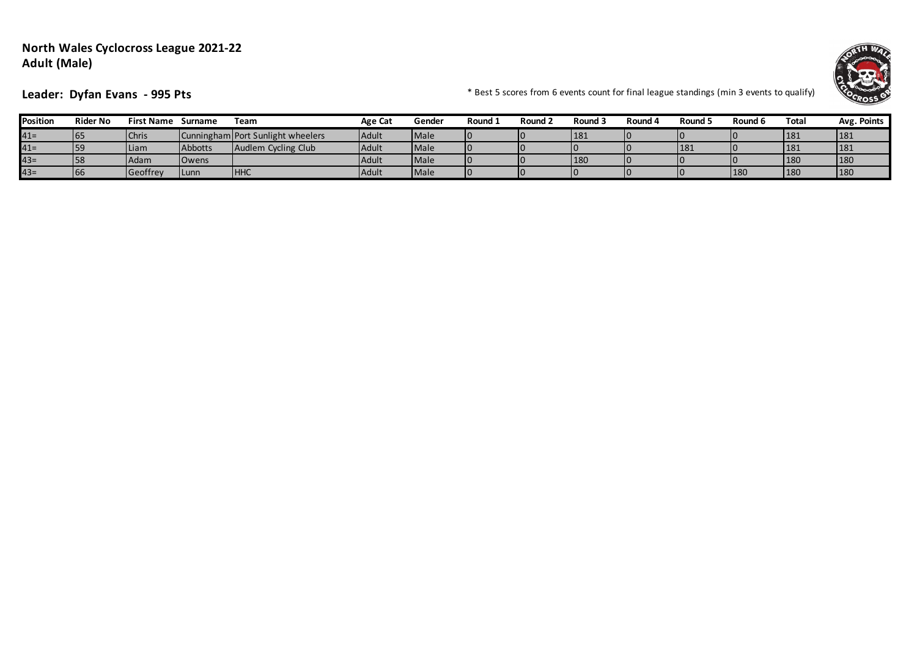**North Wales Cyclocross League 2021-22**
**Adult (Male)**

**Leader: Dyfan Evans - 995 Pts**

* Best 5 scores from 6 events count for final league standings (min 3 events to qualify)

| Position | Rider No | First Name | Surname | Team | Age Cat | Gender | Round 1 | Round 2 | Round 3 | Round 4 | Round 5 | Round 6 | Total | Avg. Points |
|---|---|---|---|---|---|---|---|---|---|---|---|---|---|---|
| 41= | 65 | Chris | Cunningham | Port Sunlight wheelers | Adult | Male | 0 | 0 | 181 | 0 | 0 | 0 | 181 | 181 |
| 41= | 59 | Liam | Abbotts | Audlem Cycling Club | Adult | Male | 0 | 0 | 0 | 0 | 181 | 0 | 181 | 181 |
| 43= | 58 | Adam | Owens | | Adult | Male | 0 | 0 | 180 | 0 | 0 | 0 | 180 | 180 |
| 43= | 66 | Geoffrey | Lunn | HHC | Adult | Male | 0 | 0 | 0 | 0 | 0 | 180 | 180 | 180 |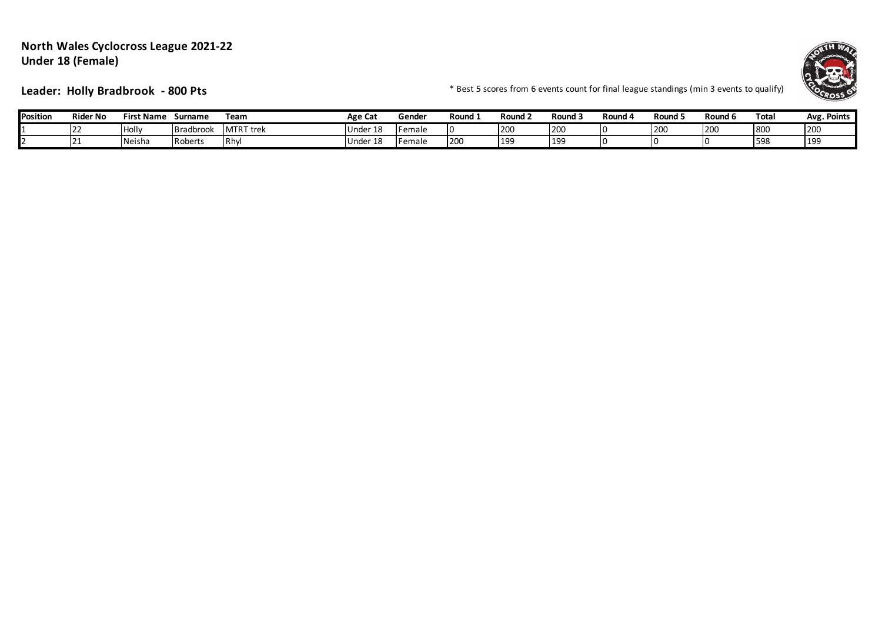**North Wales Cyclocross League 2021-22**
**Under 18 (Female)**

**Leader: Holly Bradbrook - 800 Pts**

* Best 5 scores from 6 events count for final league standings (min 3 events to qualify)

| Position | Rider No | First Name | Surname | Team | Age Cat | Gender | Round 1 | Round 2 | Round 3 | Round 4 | Round 5 | Round 6 | Total | Avg. Points |
|---|---|---|---|---|---|---|---|---|---|---|---|---|---|---|
| 1 | 22 | Holly | Bradbrook | MTRT trek | Under 18 | Female | 0 | 200 | 200 | 0 | 200 | 200 | 800 | 200 |
| 2 | 21 | Neisha | Roberts | Rhyl | Under 18 | Female | 200 | 199 | 199 | 0 | 0 | 0 | 598 | 199 |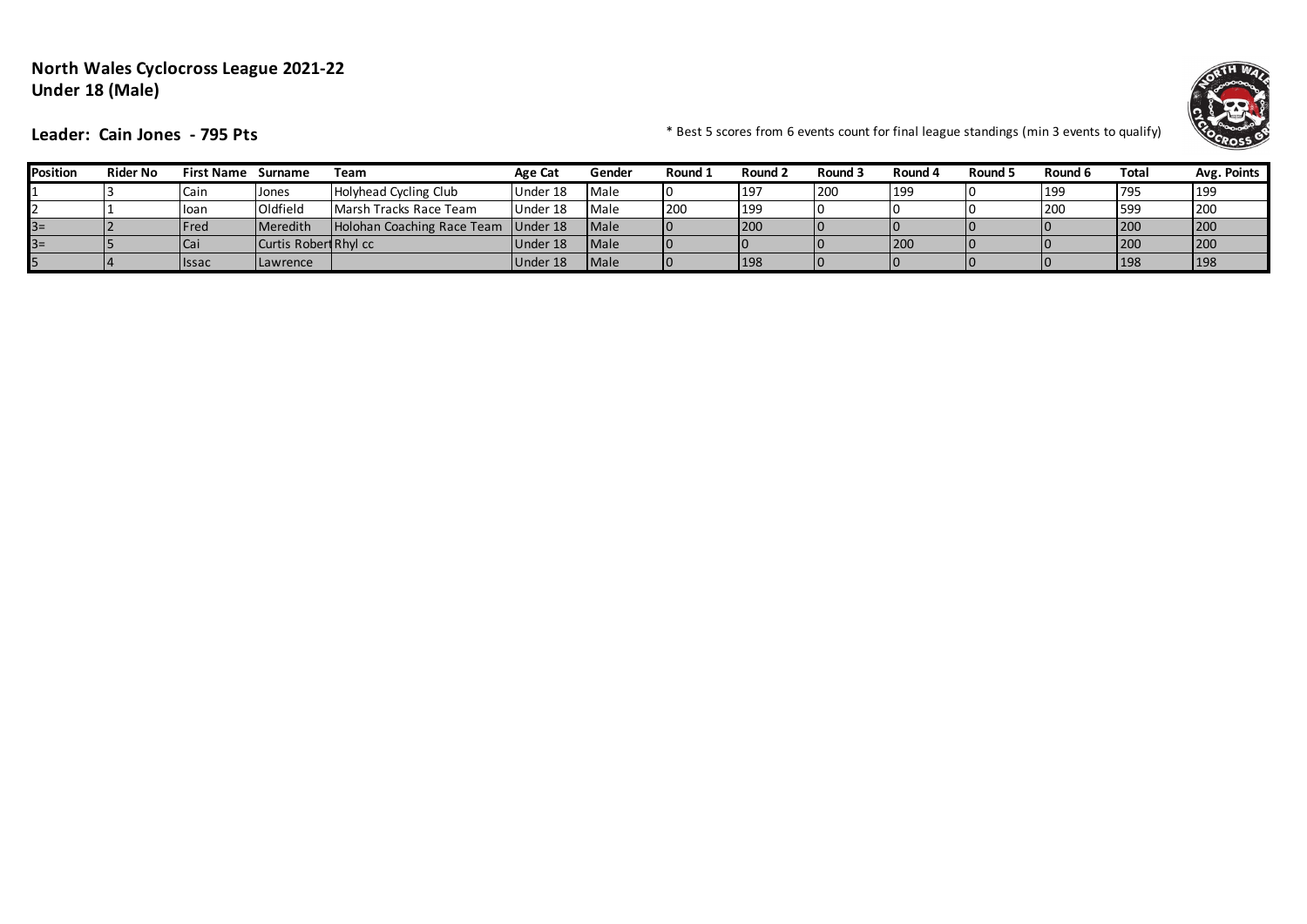**North Wales Cyclocross League 2021-22**
**Under 18 (Male)**

**Leader: Cain Jones - 795 Pts**

* Best 5 scores from 6 events count for final league standings (min 3 events to qualify)

| Position | Rider No | First Name | Surname | Team | Age Cat | Gender | Round 1 | Round 2 | Round 3 | Round 4 | Round 5 | Round 6 | Total | Avg. Points |
|---|---|---|---|---|---|---|---|---|---|---|---|---|---|---|
| 1 | 3 | Cain | Jones | Holyhead Cycling Club | Under 18 | Male | 0 | 197 | 200 | 199 | 0 | 199 | 795 | 199 |
| 2 | 1 | Ioan | Oldfield | Marsh Tracks Race Team | Under 18 | Male | 200 | 199 | 0 | 0 | 0 | 200 | 599 | 200 |
| 3= | 2 | Fred | Meredith | Holohan Coaching Race Team | Under 18 | Male | 0 | 200 | 0 | 0 | 0 | 0 | 200 | 200 |
| 3= | 5 | Cai | Curtis Robert | Rhyl cc | Under 18 | Male | 0 | 0 | 0 | 200 | 0 | 0 | 200 | 200 |
| 5 | 4 | Issac | Lawrence | | Under 18 | Male | 0 | 198 | 0 | 0 | 0 | 0 | 198 | 198 |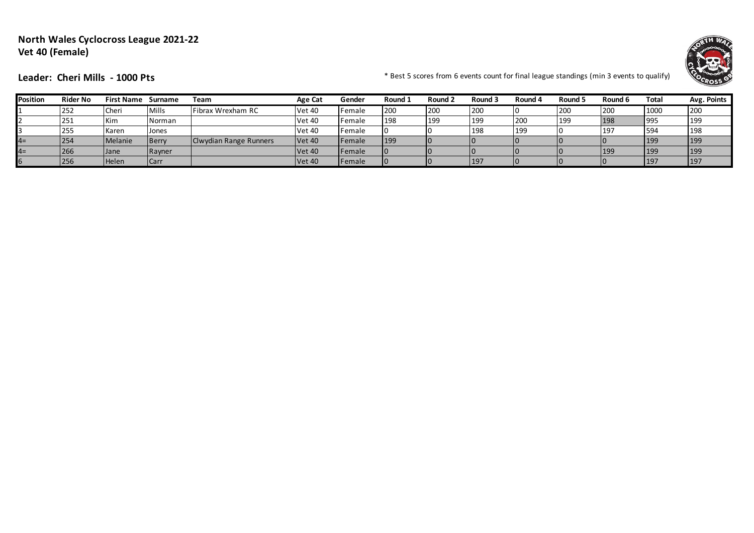**North Wales Cyclocross League 2021-22**
**Vet 40 (Female)**

**Leader: Cheri Mills - 1000 Pts**

* Best 5 scores from 6 events count for final league standings (min 3 events to qualify)

| Position | Rider No | First Name | Surname | Team | Age Cat | Gender | Round 1 | Round 2 | Round 3 | Round 4 | Round 5 | Round 6 | Total | Avg. Points |
|---|---|---|---|---|---|---|---|---|---|---|---|---|---|---|
| 1 | 252 | Cheri | Mills | Fibrax Wrexham RC | Vet 40 | Female | 200 | 200 | 200 | 0 | 200 | 200 | 1000 | 200 |
| 2 | 251 | Kim | Norman | | Vet 40 | Female | 198 | 199 | 199 | 200 | 199 | 198 | 995 | 199 |
| 3 | 255 | Karen | Jones | | Vet 40 | Female | 0 | 0 | 198 | 199 | 0 | 197 | 594 | 198 |
| 4= | 254 | Melanie | Berry | Clwydian Range Runners | Vet 40 | Female | 199 | 0 | 0 | 0 | 0 | 0 | 199 | 199 |
| 4= | 266 | Jane | Rayner | | Vet 40 | Female | 0 | 0 | 0 | 0 | 0 | 199 | 199 | 199 |
| 6 | 256 | Helen | Carr | | Vet 40 | Female | 0 | 0 | 197 | 0 | 0 | 0 | 197 | 197 |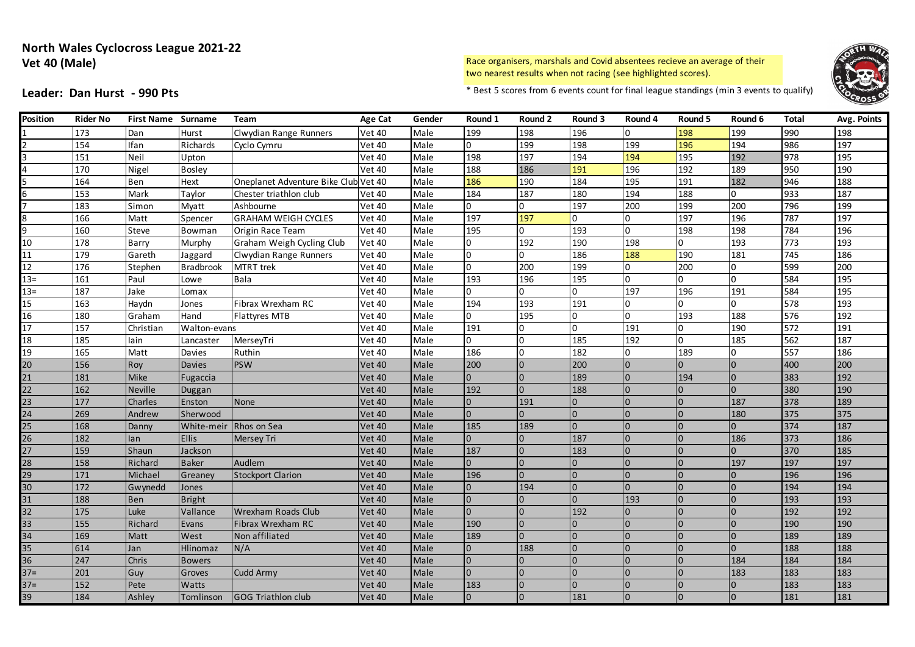# North Wales Cyclocross League 2021-22

## Vet 40 (Male)

Race organisers, marshals and Covid absentees recieve an average of their two nearest results when not racing (see highlighted scores).

**Leader: Dan Hurst - 990 Pts**

\* Best 5 scores from 6 events count for final league standings (min 3 events to qualify)

| Position | Rider No | First Name | Surname | Team | Age Cat | Gender | Round 1 | Round 2 | Round 3 | Round 4 | Round 5 | Round 6 | Total | Avg. Points |
|---|---|---|---|---|---|---|---|---|---|---|---|---|---|---|
| 1 | 173 | Dan | Hurst | Clwydian Range Runners | Vet 40 | Male | 199 | 198 | 196 | 0 | 198 | 199 | 990 | 198 |
| 2 | 154 | Ifan | Richards | Cyclo Cymru | Vet 40 | Male | 0 | 199 | 198 | 199 | 196 | 194 | 986 | 197 |
| 3 | 151 | Neil | Upton | | Vet 40 | Male | 198 | 197 | 194 | 194 | 195 | 192 | 978 | 195 |
| 4 | 170 | Nigel | Bosley | | Vet 40 | Male | 188 | 186 | 191 | 196 | 192 | 189 | 950 | 190 |
| 5 | 164 | Ben | Hext | Oneplanet Adventure Bike Club | Vet 40 | Male | 186 | 190 | 184 | 195 | 191 | 182 | 946 | 188 |
| 6 | 153 | Mark | Taylor | Chester triathlon club | Vet 40 | Male | 184 | 187 | 180 | 194 | 188 | 0 | 933 | 187 |
| 7 | 183 | Simon | Myatt | Ashbourne | Vet 40 | Male | 0 | 0 | 197 | 200 | 199 | 200 | 796 | 199 |
| 8 | 166 | Matt | Spencer | GRAHAM WEIGH CYCLES | Vet 40 | Male | 197 | 197 | 0 | 0 | 197 | 196 | 787 | 197 |
| 9 | 160 | Steve | Bowman | Origin Race Team | Vet 40 | Male | 195 | 0 | 193 | 0 | 198 | 198 | 784 | 196 |
| 10 | 178 | Barry | Murphy | Graham Weigh Cycling Club | Vet 40 | Male | 0 | 192 | 190 | 198 | 0 | 193 | 773 | 193 |
| 11 | 179 | Gareth | Jaggard | Clwydian Range Runners | Vet 40 | Male | 0 | 0 | 186 | 188 | 190 | 181 | 745 | 186 |
| 12 | 176 | Stephen | Bradbrook | MTRT trek | Vet 40 | Male | 0 | 200 | 199 | 0 | 200 | 0 | 599 | 200 |
| 13= | 161 | Paul | Lowe | Bala | Vet 40 | Male | 193 | 196 | 195 | 0 | 0 | 0 | 584 | 195 |
| 13= | 187 | Jake | Lomax | | Vet 40 | Male | 0 | 0 | 0 | 197 | 196 | 191 | 584 | 195 |
| 15 | 163 | Haydn | Jones | Fibrax Wrexham RC | Vet 40 | Male | 194 | 193 | 191 | 0 | 0 | 0 | 578 | 193 |
| 16 | 180 | Graham | Hand | Flattyres MTB | Vet 40 | Male | 0 | 195 | 0 | 0 | 193 | 188 | 576 | 192 |
| 17 | 157 | Christian | Walton-evans | | Vet 40 | Male | 191 | 0 | 0 | 191 | 0 | 190 | 572 | 191 |
| 18 | 185 | Iain | Lancaster | MerseyTri | Vet 40 | Male | 0 | 0 | 185 | 192 | 0 | 185 | 562 | 187 |
| 19 | 165 | Matt | Davies | Ruthin | Vet 40 | Male | 186 | 0 | 182 | 0 | 189 | 0 | 557 | 186 |
| 20 | 156 | Roy | Davies | PSW | Vet 40 | Male | 200 | 0 | 200 | 0 | 0 | 0 | 400 | 200 |
| 21 | 181 | Mike | Fugaccia | | Vet 40 | Male | 0 | 0 | 189 | 0 | 194 | 0 | 383 | 192 |
| 22 | 162 | Neville | Duggan | | Vet 40 | Male | 192 | 0 | 188 | 0 | 0 | 0 | 380 | 190 |
| 23 | 177 | Charles | Enston | None | Vet 40 | Male | 0 | 191 | 0 | 0 | 0 | 187 | 378 | 189 |
| 24 | 269 | Andrew | Sherwood | | Vet 40 | Male | 0 | 0 | 0 | 0 | 0 | 180 | 375 | 375 |
| 25 | 168 | Danny | White-meir | Rhos on Sea | Vet 40 | Male | 185 | 189 | 0 | 0 | 0 | 0 | 374 | 187 |
| 26 | 182 | Ian | Ellis | Mersey Tri | Vet 40 | Male | 0 | 0 | 187 | 0 | 0 | 186 | 373 | 186 |
| 27 | 159 | Shaun | Jackson | | Vet 40 | Male | 187 | 0 | 183 | 0 | 0 | 0 | 370 | 185 |
| 28 | 158 | Richard | Baker | Audlem | Vet 40 | Male | 0 | 0 | 0 | 0 | 0 | 197 | 197 | 197 |
| 29 | 171 | Michael | Greaney | Stockport Clarion | Vet 40 | Male | 196 | 0 | 0 | 0 | 0 | 0 | 196 | 196 |
| 30 | 172 | Gwynedd | Jones | | Vet 40 | Male | 0 | 194 | 0 | 0 | 0 | 0 | 194 | 194 |
| 31 | 188 | Ben | Bright | | Vet 40 | Male | 0 | 0 | 0 | 193 | 0 | 0 | 193 | 193 |
| 32 | 175 | Luke | Vallance | Wrexham Roads Club | Vet 40 | Male | 0 | 0 | 192 | 0 | 0 | 0 | 192 | 192 |
| 33 | 155 | Richard | Evans | Fibrax Wrexham RC | Vet 40 | Male | 190 | 0 | 0 | 0 | 0 | 0 | 190 | 190 |
| 34 | 169 | Matt | West | Non affiliated | Vet 40 | Male | 189 | 0 | 0 | 0 | 0 | 0 | 189 | 189 |
| 35 | 614 | Jan | Hlinomaz | N/A | Vet 40 | Male | 0 | 188 | 0 | 0 | 0 | 0 | 188 | 188 |
| 36 | 247 | Chris | Bowers | | Vet 40 | Male | 0 | 0 | 0 | 0 | 0 | 184 | 184 | 184 |
| 37= | 201 | Guy | Groves | Cudd Army | Vet 40 | Male | 0 | 0 | 0 | 0 | 0 | 183 | 183 | 183 |
| 37= | 152 | Pete | Watts | | Vet 40 | Male | 183 | 0 | 0 | 0 | 0 | 0 | 183 | 183 |
| 39 | 184 | Ashley | Tomlinson | GOG Triathlon club | Vet 40 | Male | 0 | 0 | 181 | 0 | 0 | 0 | 181 | 181 |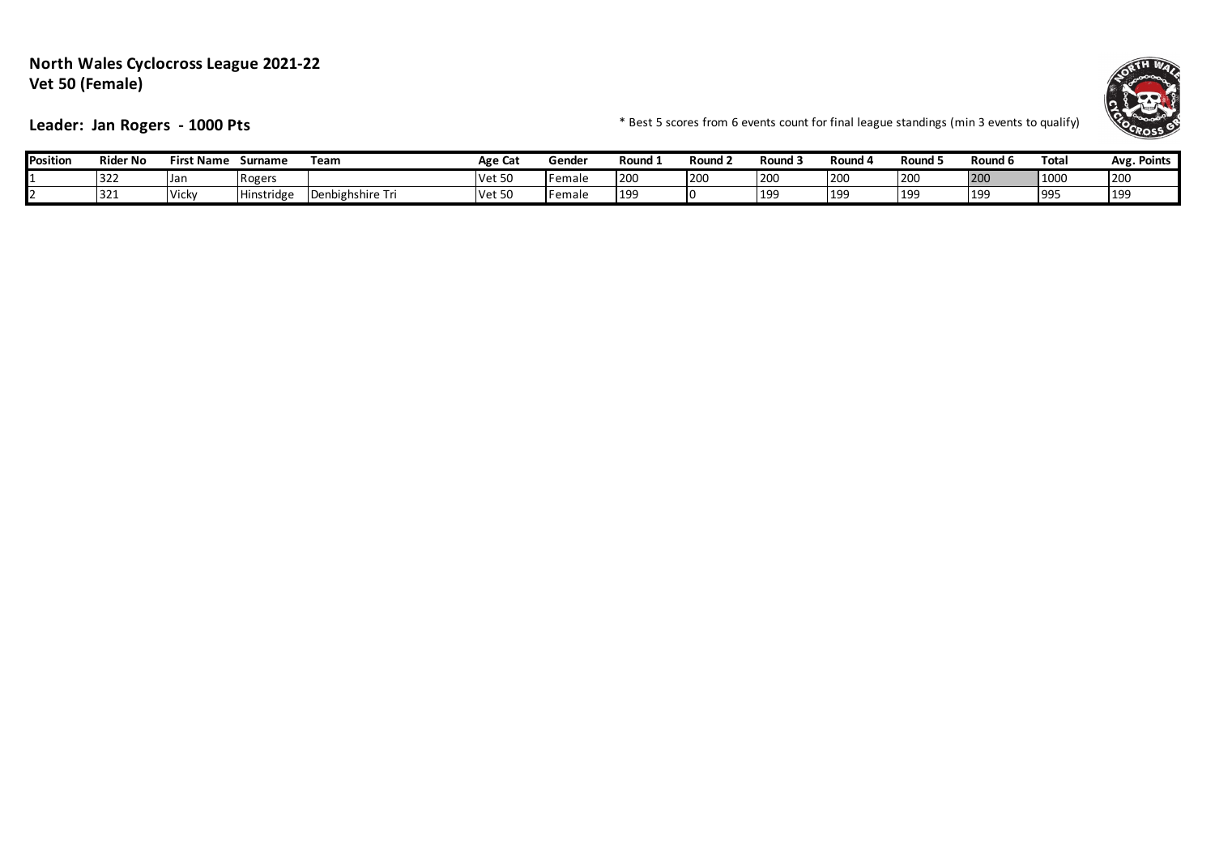**North Wales Cyclocross League 2021-22**
**Vet 50 (Female)**

**Leader: Jan Rogers - 1000 Pts**

* Best 5 scores from 6 events count for final league standings (min 3 events to qualify)

| Position | Rider No | First Name | Surname | Team | Age Cat | Gender | Round 1 | Round 2 | Round 3 | Round 4 | Round 5 | Round 6 | Total | Avg. Points |
|---|---|---|---|---|---|---|---|---|---|---|---|---|---|---|
| 1 | 322 | Jan | Rogers | | Vet 50 | Female | 200 | 200 | 200 | 200 | 200 | 200 | 1000 | 200 |
| 2 | 321 | Vicky | Hinstridge | Denbighshire Tri | Vet 50 | Female | 199 | 0 | 199 | 199 | 199 | 199 | 995 | 199 |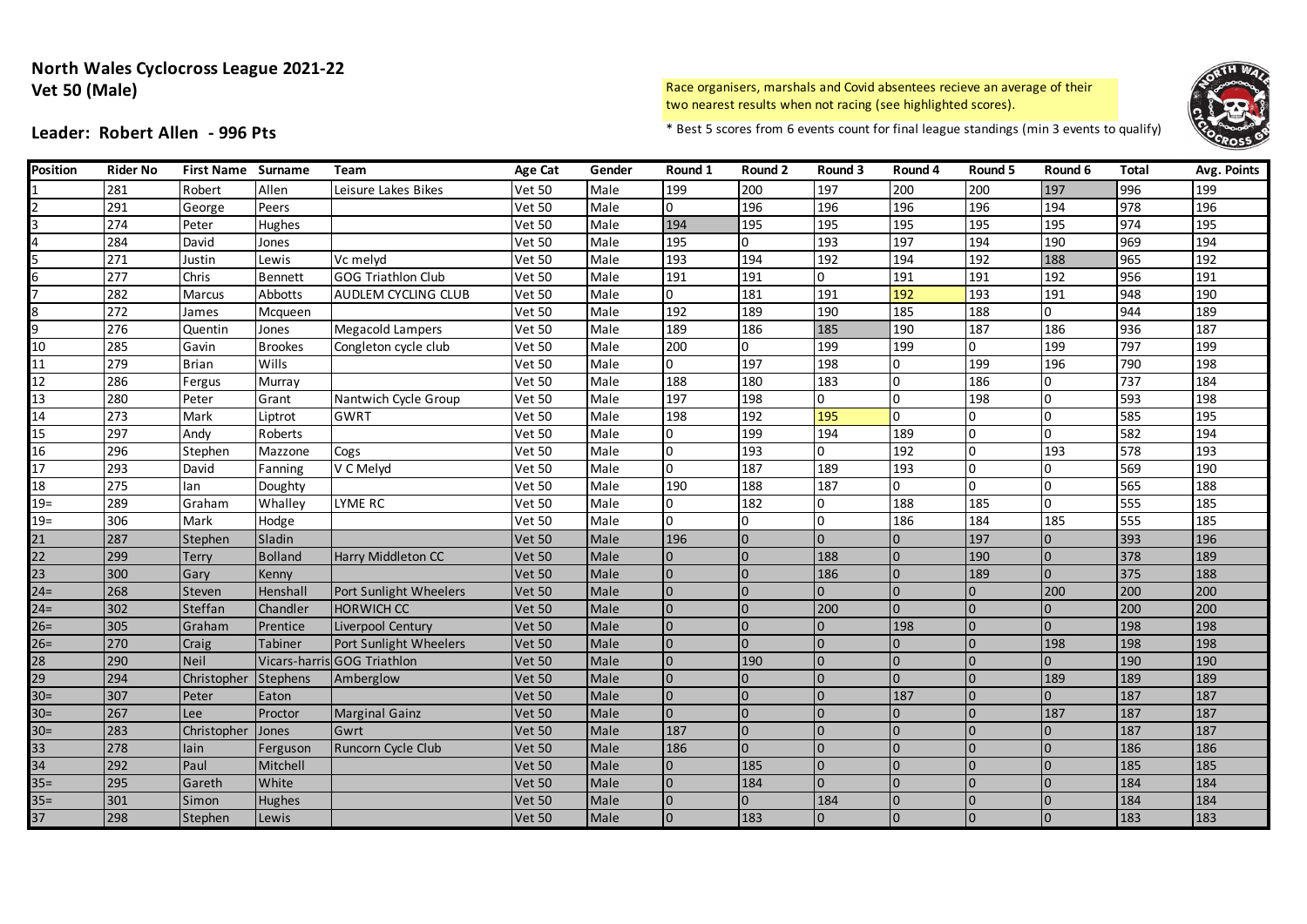# North Wales Cyclocross League 2021-22
## Vet 50 (Male)

**Leader: Robert Allen - 996 Pts**

Race organisers, marshals and Covid absentees recieve an average of their two nearest results when not racing (see highlighted scores).

* Best 5 scores from 6 events count for final league standings (min 3 events to qualify)

| Position | Rider No | First Name | Surname | Team | Age Cat | Gender | Round 1 | Round 2 | Round 3 | Round 4 | Round 5 | Round 6 | Total | Avg. Points |
|---|---|---|---|---|---|---|---|---|---|---|---|---|---|---|
| 1 | 281 | Robert | Allen | Leisure Lakes Bikes | Vet 50 | Male | 199 | 200 | 197 | 200 | 200 | 197 | 996 | 199 |
| 2 | 291 | George | Peers | | Vet 50 | Male | 0 | 196 | 196 | 196 | 196 | 194 | 978 | 196 |
| 3 | 274 | Peter | Hughes | | Vet 50 | Male | 194 | 195 | 195 | 195 | 195 | 195 | 974 | 195 |
| 4 | 284 | David | Jones | | Vet 50 | Male | 195 | 0 | 193 | 197 | 194 | 190 | 969 | 194 |
| 5 | 271 | Justin | Lewis | Vc melyd | Vet 50 | Male | 193 | 194 | 192 | 194 | 192 | 188 | 965 | 192 |
| 6 | 277 | Chris | Bennett | GOG Triathlon Club | Vet 50 | Male | 191 | 191 | 0 | 191 | 191 | 192 | 956 | 191 |
| 7 | 282 | Marcus | Abbotts | AUDLEM CYCLING CLUB | Vet 50 | Male | 0 | 181 | 191 | 192 | 193 | 191 | 948 | 190 |
| 8 | 272 | James | Mcqueen | | Vet 50 | Male | 192 | 189 | 190 | 185 | 188 | 0 | 944 | 189 |
| 9 | 276 | Quentin | Jones | Megacold Lampers | Vet 50 | Male | 189 | 186 | 185 | 190 | 187 | 186 | 936 | 187 |
| 10 | 285 | Gavin | Brookes | Congleton cycle club | Vet 50 | Male | 200 | 0 | 199 | 199 | 0 | 199 | 797 | 199 |
| 11 | 279 | Brian | Wills | | Vet 50 | Male | 0 | 197 | 198 | 0 | 199 | 196 | 790 | 198 |
| 12 | 286 | Fergus | Murray | | Vet 50 | Male | 188 | 180 | 183 | 0 | 186 | 0 | 737 | 184 |
| 13 | 280 | Peter | Grant | Nantwich Cycle Group | Vet 50 | Male | 197 | 198 | 0 | 0 | 198 | 0 | 593 | 198 |
| 14 | 273 | Mark | Liptrot | GWRT | Vet 50 | Male | 198 | 192 | 195 | 0 | 0 | 0 | 585 | 195 |
| 15 | 297 | Andy | Roberts | | Vet 50 | Male | 0 | 199 | 194 | 189 | 0 | 0 | 582 | 194 |
| 16 | 296 | Stephen | Mazzone | Cogs | Vet 50 | Male | 0 | 193 | 0 | 192 | 0 | 193 | 578 | 193 |
| 17 | 293 | David | Fanning | V C Melyd | Vet 50 | Male | 0 | 187 | 189 | 193 | 0 | 0 | 569 | 190 |
| 18 | 275 | Ian | Doughty | | Vet 50 | Male | 190 | 188 | 187 | 0 | 0 | 0 | 565 | 188 |
| 19= | 289 | Graham | Whalley | LYME RC | Vet 50 | Male | 0 | 182 | 0 | 188 | 185 | 0 | 555 | 185 |
| 19= | 306 | Mark | Hodge | | Vet 50 | Male | 0 | 0 | 0 | 186 | 184 | 185 | 555 | 185 |
| 21 | 287 | Stephen | Sladin | | Vet 50 | Male | 196 | 0 | 0 | 0 | 197 | 0 | 393 | 196 |
| 22 | 299 | Terry | Bolland | Harry Middleton CC | Vet 50 | Male | 0 | 0 | 188 | 0 | 190 | 0 | 378 | 189 |
| 23 | 300 | Gary | Kenny | | Vet 50 | Male | 0 | 0 | 186 | 0 | 189 | 0 | 375 | 188 |
| 24= | 268 | Steven | Henshall | Port Sunlight Wheelers | Vet 50 | Male | 0 | 0 | 0 | 0 | 0 | 200 | 200 | 200 |
| 24= | 302 | Steffan | Chandler | HORWICH CC | Vet 50 | Male | 0 | 0 | 200 | 0 | 0 | 0 | 200 | 200 |
| 26= | 305 | Graham | Prentice | Liverpool Century | Vet 50 | Male | 0 | 0 | 0 | 198 | 0 | 0 | 198 | 198 |
| 26= | 270 | Craig | Tabiner | Port Sunlight Wheelers | Vet 50 | Male | 0 | 0 | 0 | 0 | 0 | 198 | 198 | 198 |
| 28 | 290 | Neil | Vicars-harris | GOG Triathlon | Vet 50 | Male | 0 | 190 | 0 | 0 | 0 | 0 | 190 | 190 |
| 29 | 294 | Christopher | Stephens | Amberglow | Vet 50 | Male | 0 | 0 | 0 | 0 | 0 | 189 | 189 | 189 |
| 30= | 307 | Peter | Eaton | | Vet 50 | Male | 0 | 0 | 0 | 187 | 0 | 0 | 187 | 187 |
| 30= | 267 | Lee | Proctor | Marginal Gainz | Vet 50 | Male | 0 | 0 | 0 | 0 | 0 | 187 | 187 | 187 |
| 30= | 283 | Christopher | Jones | Gwrt | Vet 50 | Male | 187 | 0 | 0 | 0 | 0 | 0 | 187 | 187 |
| 33 | 278 | Iain | Ferguson | Runcorn Cycle Club | Vet 50 | Male | 186 | 0 | 0 | 0 | 0 | 0 | 186 | 186 |
| 34 | 292 | Paul | Mitchell | | Vet 50 | Male | 0 | 185 | 0 | 0 | 0 | 0 | 185 | 185 |
| 35= | 295 | Gareth | White | | Vet 50 | Male | 0 | 184 | 0 | 0 | 0 | 0 | 184 | 184 |
| 35= | 301 | Simon | Hughes | | Vet 50 | Male | 0 | 0 | 184 | 0 | 0 | 0 | 184 | 184 |
| 37 | 298 | Stephen | Lewis | | Vet 50 | Male | 0 | 183 | 0 | 0 | 0 | 0 | 183 | 183 |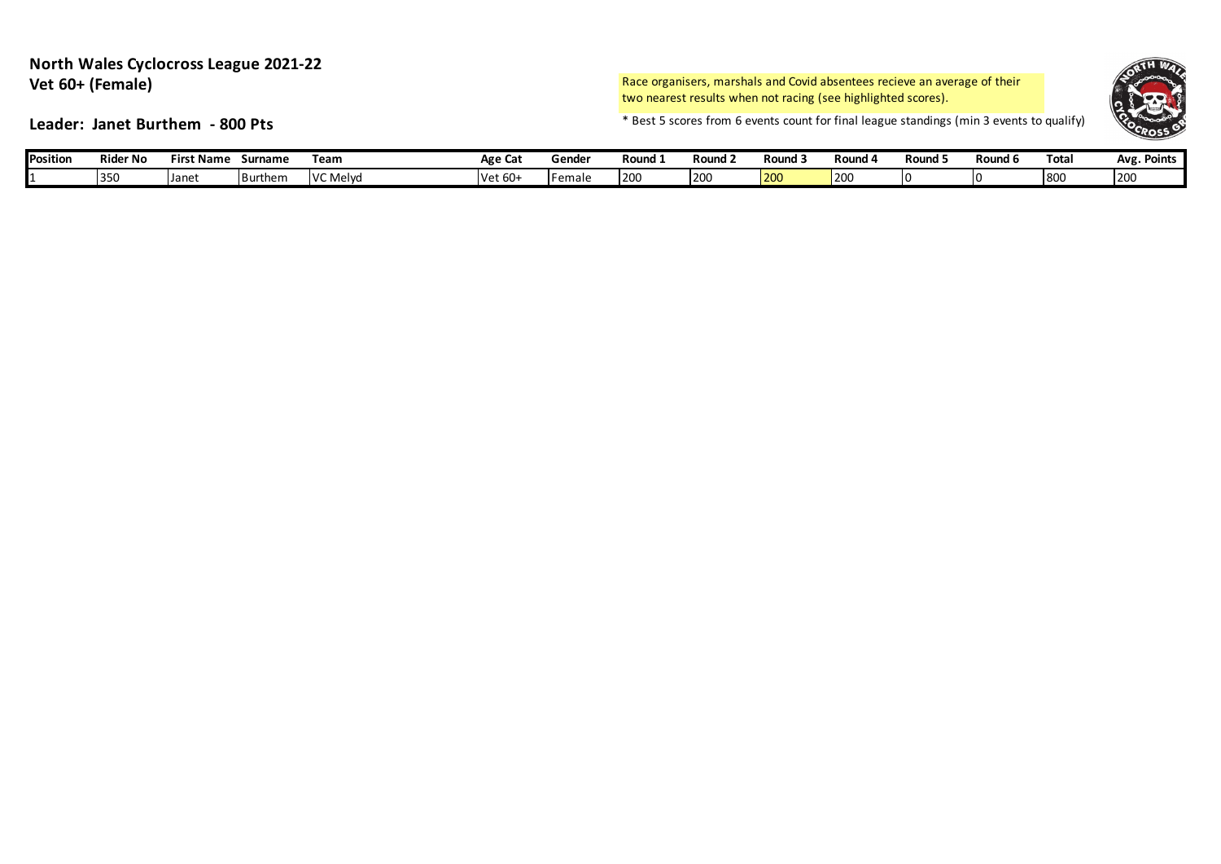# North Wales Cyclocross League 2021-22
## Vet 60+ (Female)

Race organisers, marshals and Covid absentees recieve an average of their two nearest results when not racing (see highlighted scores).

### Leader: Janet Burthem - 800 Pts

* Best 5 scores from 6 events count for final league standings (min 3 events to qualify)

| Position | Rider No | First Name | Surname | Team | Age Cat | Gender | Round 1 | Round 2 | Round 3 | Round 4 | Round 5 | Round 6 | Total | Avg. Points |
|---|---|---|---|---|---|---|---|---|---|---|---|---|---|---|
| 1 | 350 | Janet | Burthem | VC Melyd | Vet 60+ | Female | 200 | 200 | 200 | 200 | 0 | 0 | 800 | 200 |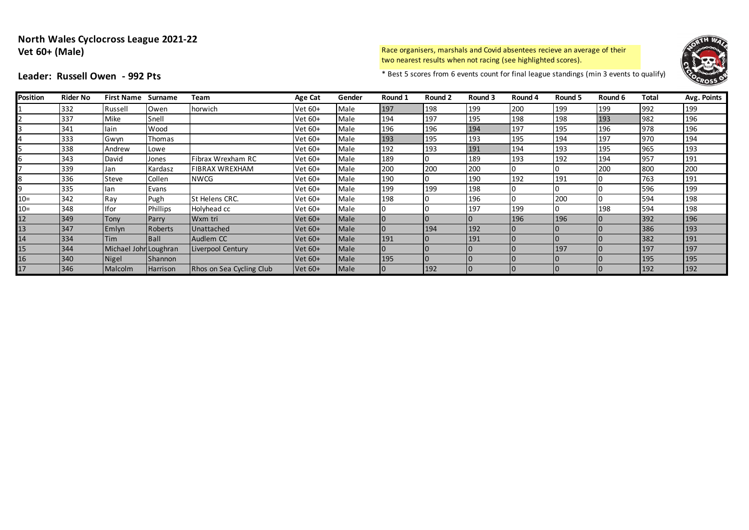**North Wales Cyclocross League 2021-22**
**Vet 60+ (Male)**

**Leader: Russell Owen - 992 Pts**

Race organisers, marshals and Covid absentees recieve an average of their two nearest results when not racing (see highlighted scores).

* Best 5 scores from 6 events count for final league standings (min 3 events to qualify)

| Position | Rider No | First Name | Surname | Team | Age Cat | Gender | Round 1 | Round 2 | Round 3 | Round 4 | Round 5 | Round 6 | Total | Avg. Points |
|---|---|---|---|---|---|---|---|---|---|---|---|---|---|---|
| 1 | 332 | Russell | Owen | horwich | Vet 60+ | Male | 197 | 198 | 199 | 200 | 199 | 199 | 992 | 199 |
| 2 | 337 | Mike | Snell | | Vet 60+ | Male | 194 | 197 | 195 | 198 | 198 | 193 | 982 | 196 |
| 3 | 341 | Iain | Wood | | Vet 60+ | Male | 196 | 196 | 194 | 197 | 195 | 196 | 978 | 196 |
| 4 | 333 | Gwyn | Thomas | | Vet 60+ | Male | 193 | 195 | 193 | 195 | 194 | 197 | 970 | 194 |
| 5 | 338 | Andrew | Lowe | | Vet 60+ | Male | 192 | 193 | 191 | 194 | 193 | 195 | 965 | 193 |
| 6 | 343 | David | Jones | Fibrax Wrexham RC | Vet 60+ | Male | 189 | 0 | 189 | 193 | 192 | 194 | 957 | 191 |
| 7 | 339 | Jan | Kardasz | FIBRAX WREXHAM | Vet 60+ | Male | 200 | 200 | 200 | 0 | 0 | 200 | 800 | 200 |
| 8 | 336 | Steve | Collen | NWCG | Vet 60+ | Male | 190 | 0 | 190 | 192 | 191 | 0 | 763 | 191 |
| 9 | 335 | Ian | Evans | | Vet 60+ | Male | 199 | 199 | 198 | 0 | 0 | 0 | 596 | 199 |
| 10= | 342 | Ray | Pugh | St Helens CRC. | Vet 60+ | Male | 198 | 0 | 196 | 0 | 200 | 0 | 594 | 198 |
| 10= | 348 | Ifor | Phillips | Holyhead cc | Vet 60+ | Male | 0 | 0 | 197 | 199 | 0 | 198 | 594 | 198 |
| 12 | 349 | Tony | Parry | Wxm tri | Vet 60+ | Male | 0 | 0 | 0 | 196 | 196 | 0 | 392 | 196 |
| 13 | 347 | Emlyn | Roberts | Unattached | Vet 60+ | Male | 0 | 194 | 192 | 0 | 0 | 0 | 386 | 193 |
| 14 | 334 | Tim | Ball | Audlem CC | Vet 60+ | Male | 191 | 0 | 191 | 0 | 0 | 0 | 382 | 191 |
| 15 | 344 | Michael John | Loughran | Liverpool Century | Vet 60+ | Male | 0 | 0 | 0 | 0 | 197 | 0 | 197 | 197 |
| 16 | 340 | Nigel | Shannon | | Vet 60+ | Male | 195 | 0 | 0 | 0 | 0 | 0 | 195 | 195 |
| 17 | 346 | Malcolm | Harrison | Rhos on Sea Cycling Club | Vet 60+ | Male | 0 | 192 | 0 | 0 | 0 | 0 | 192 | 192 |